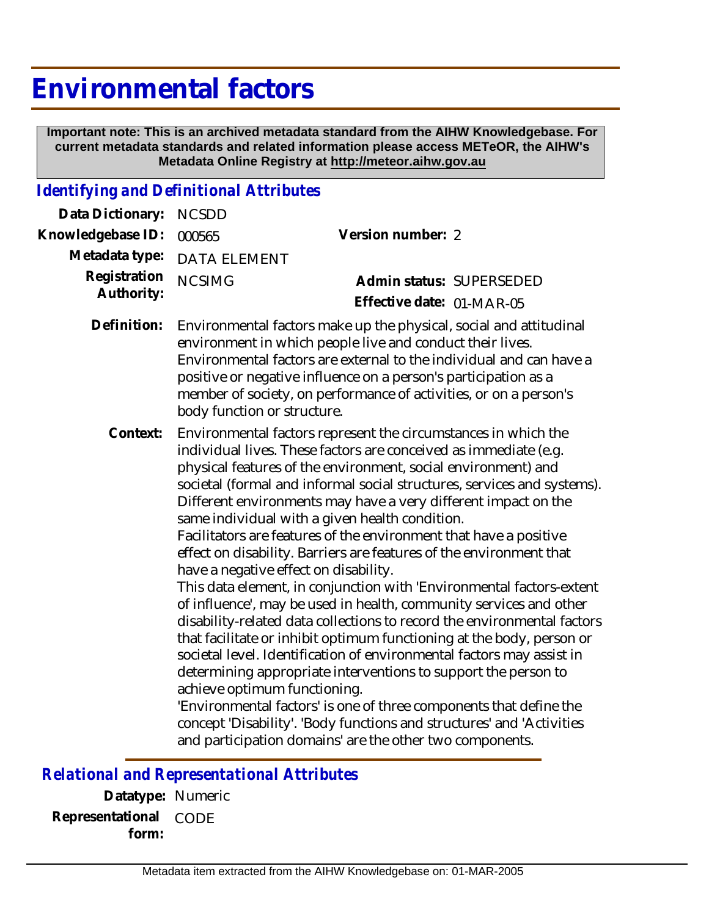# Environmental factors

**Important note: This is an archived metadata standard from the AIHW Knowledgebase. For current metadata standards and related information please access METeOR, the AIHW's Metadata Online Registry at http://meteor.aihw.gov.au**

## *Identifying and Definitional Attributes*

| | | | |
|---|---|---|---|
| **Data Dictionary:** | NCSDD | | |
| **Knowledgebase ID:** | 000565 | **Version number:** | 2 |
| **Metadata type:** | DATA ELEMENT | | |
| **Registration Authority:** | NCSIMG | **Admin status:** | SUPERSEDED |
| | | **Effective date:** | 01-MAR-05 |

**Definition:** Environmental factors make up the physical, social and attitudinal environment in which people live and conduct their lives. Environmental factors are external to the individual and can have a positive or negative influence on a person's participation as a member of society, on performance of activities, or on a person's body function or structure.

**Context:** Environmental factors represent the circumstances in which the individual lives. These factors are conceived as immediate (e.g. physical features of the environment, social environment) and societal (formal and informal social structures, services and systems). Different environments may have a very different impact on the same individual with a given health condition.
Facilitators are features of the environment that have a positive effect on disability. Barriers are features of the environment that have a negative effect on disability.
This data element, in conjunction with 'Environmental factors-extent of influence', may be used in health, community services and other disability-related data collections to record the environmental factors that facilitate or inhibit optimum functioning at the body, person or societal level. Identification of environmental factors may assist in determining appropriate interventions to support the person to achieve optimum functioning.
'Environmental factors' is one of three components that define the concept 'Disability'. 'Body functions and structures' and 'Activities and participation domains' are the other two components.

## *Relational and Representational Attributes*

**Datatype:** Numeric

**Representational form:** CODE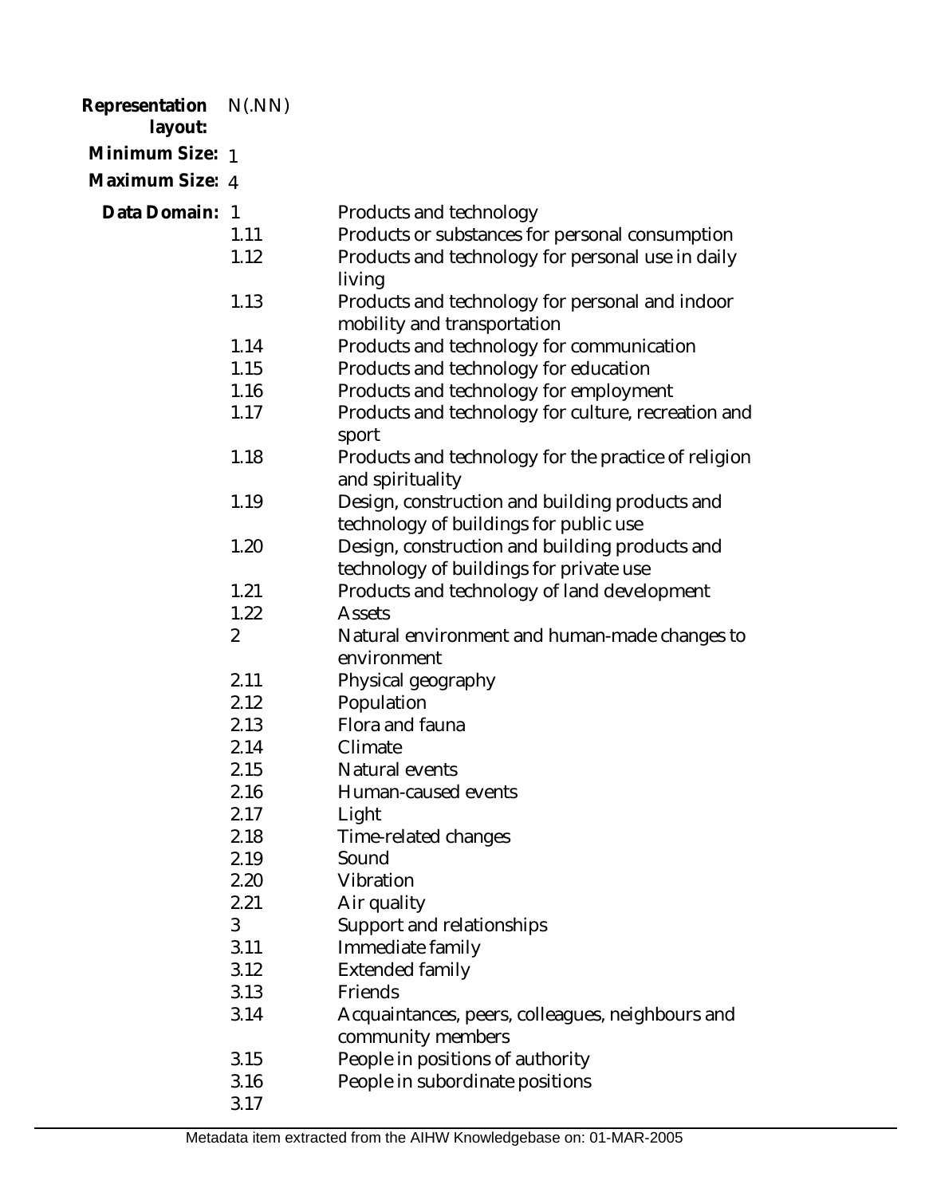**Representation layout:** N(.NN)

**Minimum Size:** 1

**Maximum Size:** 4

**Data Domain:**

| Code | Description |
|---|---|
| 1 | Products and technology |
| 1.11 | Products or substances for personal consumption |
| 1.12 | Products and technology for personal use in daily living |
| 1.13 | Products and technology for personal and indoor mobility and transportation |
| 1.14 | Products and technology for communication |
| 1.15 | Products and technology for education |
| 1.16 | Products and technology for employment |
| 1.17 | Products and technology for culture, recreation and sport |
| 1.18 | Products and technology for the practice of religion and spirituality |
| 1.19 | Design, construction and building products and technology of buildings for public use |
| 1.20 | Design, construction and building products and technology of buildings for private use |
| 1.21 | Products and technology of land development |
| 1.22 | Assets |
| 2 | Natural environment and human-made changes to environment |
| 2.11 | Physical geography |
| 2.12 | Population |
| 2.13 | Flora and fauna |
| 2.14 | Climate |
| 2.15 | Natural events |
| 2.16 | Human-caused events |
| 2.17 | Light |
| 2.18 | Time-related changes |
| 2.19 | Sound |
| 2.20 | Vibration |
| 2.21 | Air quality |
| 3 | Support and relationships |
| 3.11 | Immediate family |
| 3.12 | Extended family |
| 3.13 | Friends |
| 3.14 | Acquaintances, peers, colleagues, neighbours and community members |
| 3.15 | People in positions of authority |
| 3.16 | People in subordinate positions |
| 3.17 | |

Metadata item extracted from the AIHW Knowledgebase on: 01-MAR-2005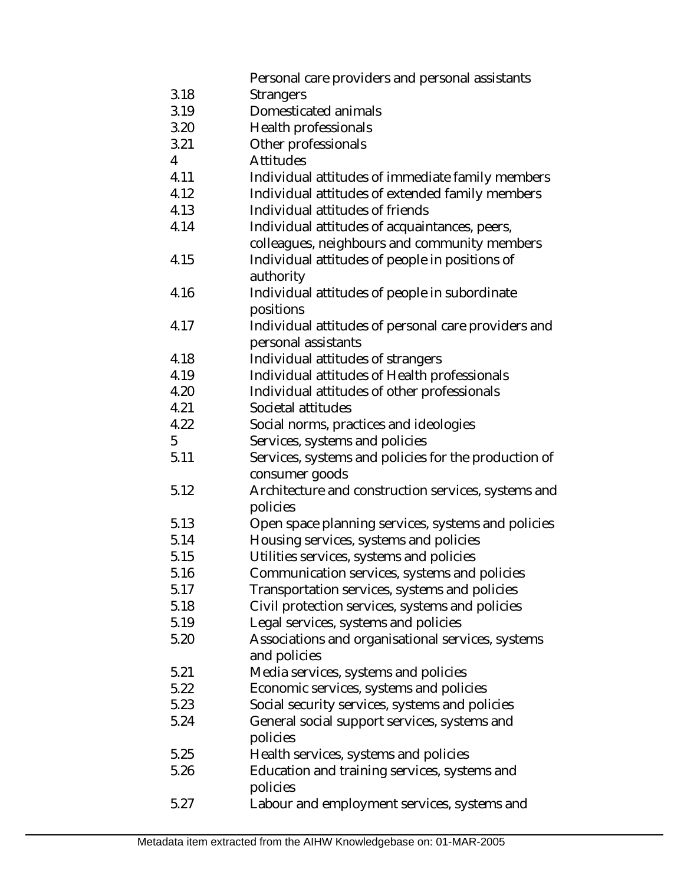| | |
|---|---|
| | Personal care providers and personal assistants |
| 3.18 | Strangers |
| 3.19 | Domesticated animals |
| 3.20 | Health professionals |
| 3.21 | Other professionals |
| 4 | Attitudes |
| 4.11 | Individual attitudes of immediate family members |
| 4.12 | Individual attitudes of extended family members |
| 4.13 | Individual attitudes of friends |
| 4.14 | Individual attitudes of acquaintances, peers, colleagues, neighbours and community members |
| 4.15 | Individual attitudes of people in positions of authority |
| 4.16 | Individual attitudes of people in subordinate positions |
| 4.17 | Individual attitudes of personal care providers and personal assistants |
| 4.18 | Individual attitudes of strangers |
| 4.19 | Individual attitudes of Health professionals |
| 4.20 | Individual attitudes of other professionals |
| 4.21 | Societal attitudes |
| 4.22 | Social norms, practices and ideologies |
| 5 | Services, systems and policies |
| 5.11 | Services, systems and policies for the production of consumer goods |
| 5.12 | Architecture and construction services, systems and policies |
| 5.13 | Open space planning services, systems and policies |
| 5.14 | Housing services, systems and policies |
| 5.15 | Utilities services, systems and policies |
| 5.16 | Communication services, systems and policies |
| 5.17 | Transportation services, systems and policies |
| 5.18 | Civil protection services, systems and policies |
| 5.19 | Legal services, systems and policies |
| 5.20 | Associations and organisational services, systems and policies |
| 5.21 | Media services, systems and policies |
| 5.22 | Economic services, systems and policies |
| 5.23 | Social security services, systems and policies |
| 5.24 | General social support services, systems and policies |
| 5.25 | Health services, systems and policies |
| 5.26 | Education and training services, systems and policies |
| 5.27 | Labour and employment services, systems and |

Metadata item extracted from the AIHW Knowledgebase on: 01-MAR-2005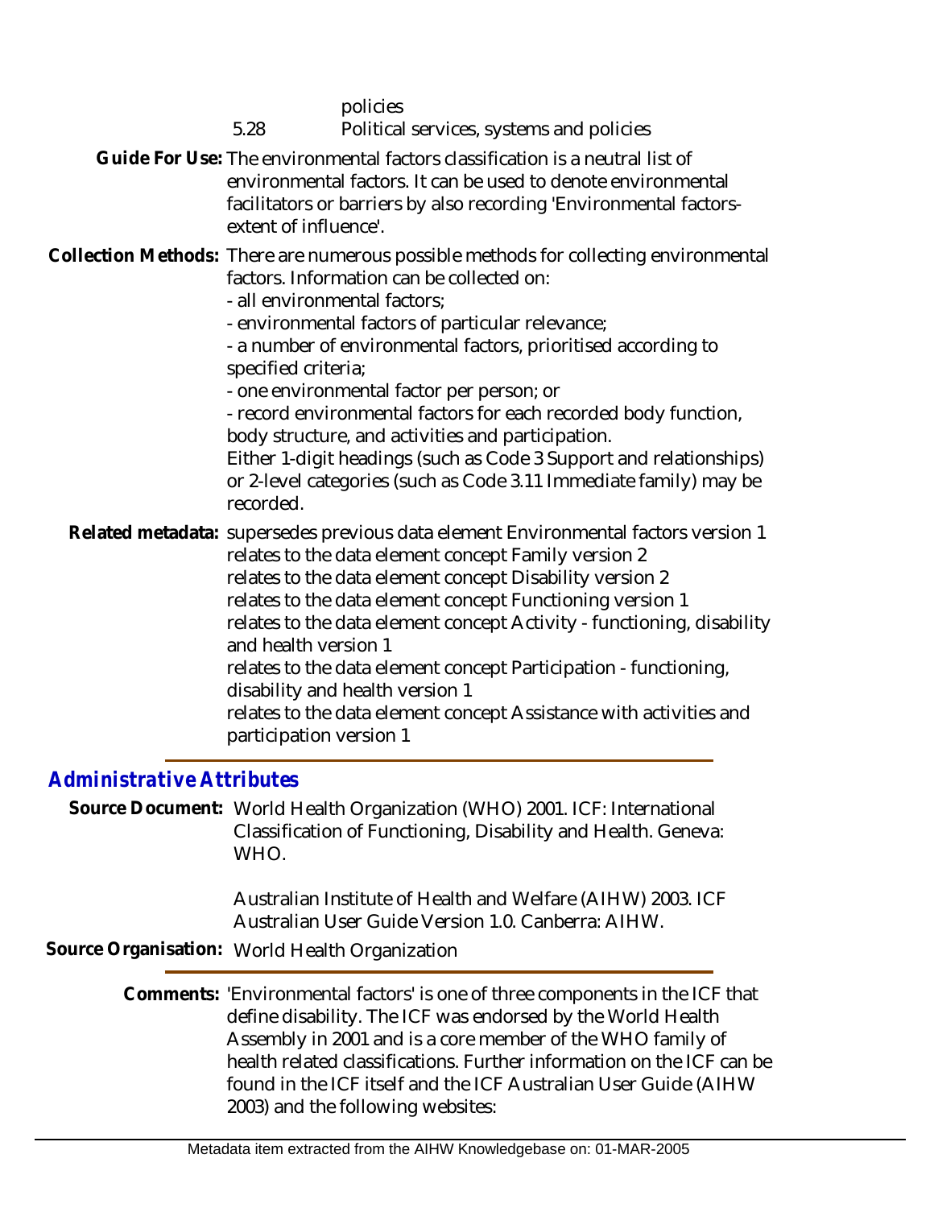policies

5.28 Political services, systems and policies

**Guide For Use:** The environmental factors classification is a neutral list of environmental factors. It can be used to denote environmental facilitators or barriers by also recording 'Environmental factors-extent of influence'.

**Collection Methods:** There are numerous possible methods for collecting environmental factors. Information can be collected on:
- all environmental factors;
- environmental factors of particular relevance;
- a number of environmental factors, prioritised according to specified criteria;
- one environmental factor per person; or
- record environmental factors for each recorded body function, body structure, and activities and participation.

Either 1-digit headings (such as Code 3 Support and relationships) or 2-level categories (such as Code 3.11 Immediate family) may be recorded.

**Related metadata:** supersedes previous data element Environmental factors version 1
relates to the data element concept Family version 2
relates to the data element concept Disability version 2
relates to the data element concept Functioning version 1
relates to the data element concept Activity - functioning, disability and health version 1
relates to the data element concept Participation - functioning, disability and health version 1
relates to the data element concept Assistance with activities and participation version 1

## *Administrative Attributes*

**Source Document:** World Health Organization (WHO) 2001. ICF: International Classification of Functioning, Disability and Health. Geneva: WHO.

Australian Institute of Health and Welfare (AIHW) 2003. ICF Australian User Guide Version 1.0. Canberra: AIHW.

**Source Organisation:** World Health Organization

**Comments:** 'Environmental factors' is one of three components in the ICF that define disability. The ICF was endorsed by the World Health Assembly in 2001 and is a core member of the WHO family of health related classifications. Further information on the ICF can be found in the ICF itself and the ICF Australian User Guide (AIHW 2003) and the following websites: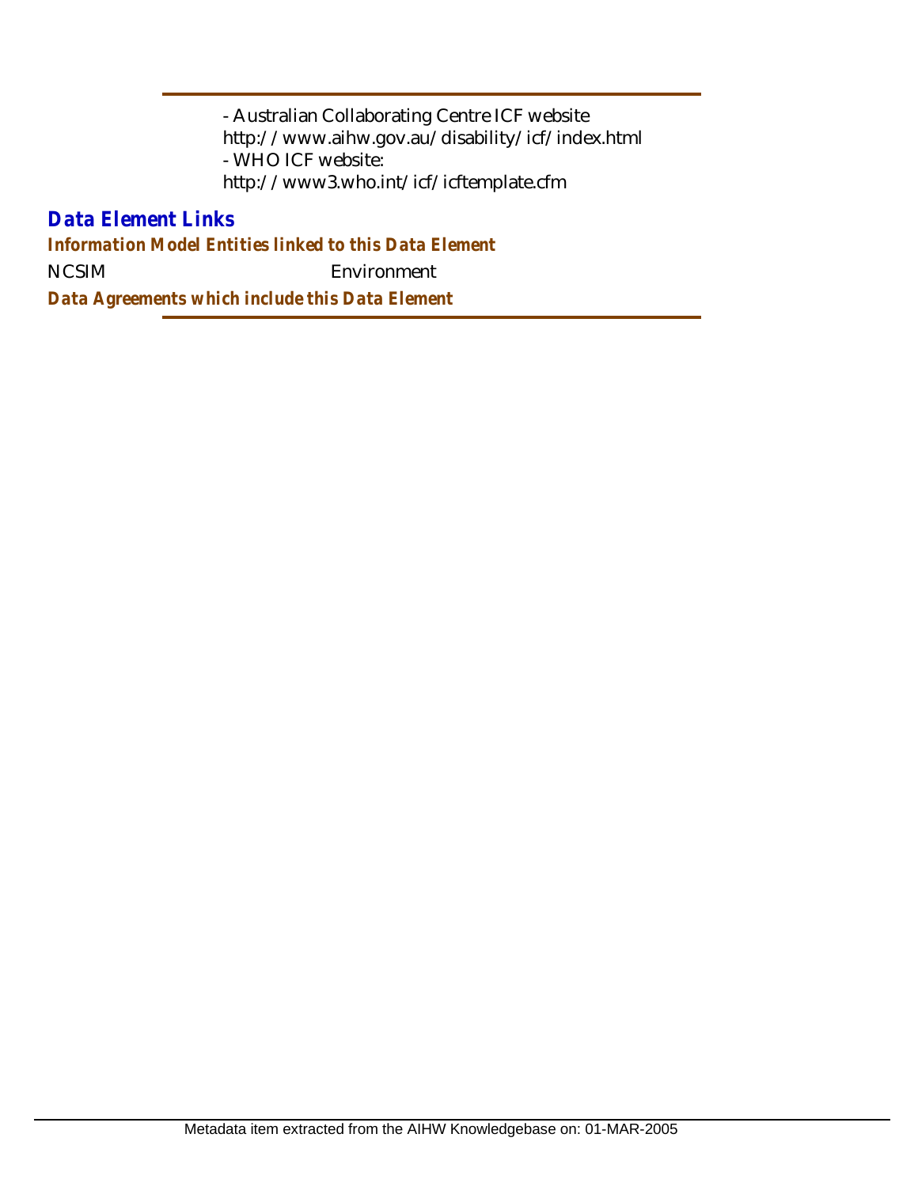- Australian Collaborating Centre ICF website
http://www.aihw.gov.au/disability/icf/index.html
- WHO ICF website:
http://www3.who.int/icf/icftemplate.cfm

## Data Element Links

### *Information Model Entities linked to this Data Element*

NCSIM Environment

### *Data Agreements which include this Data Element*

Metadata item extracted from the AIHW Knowledgebase on: 01-MAR-2005